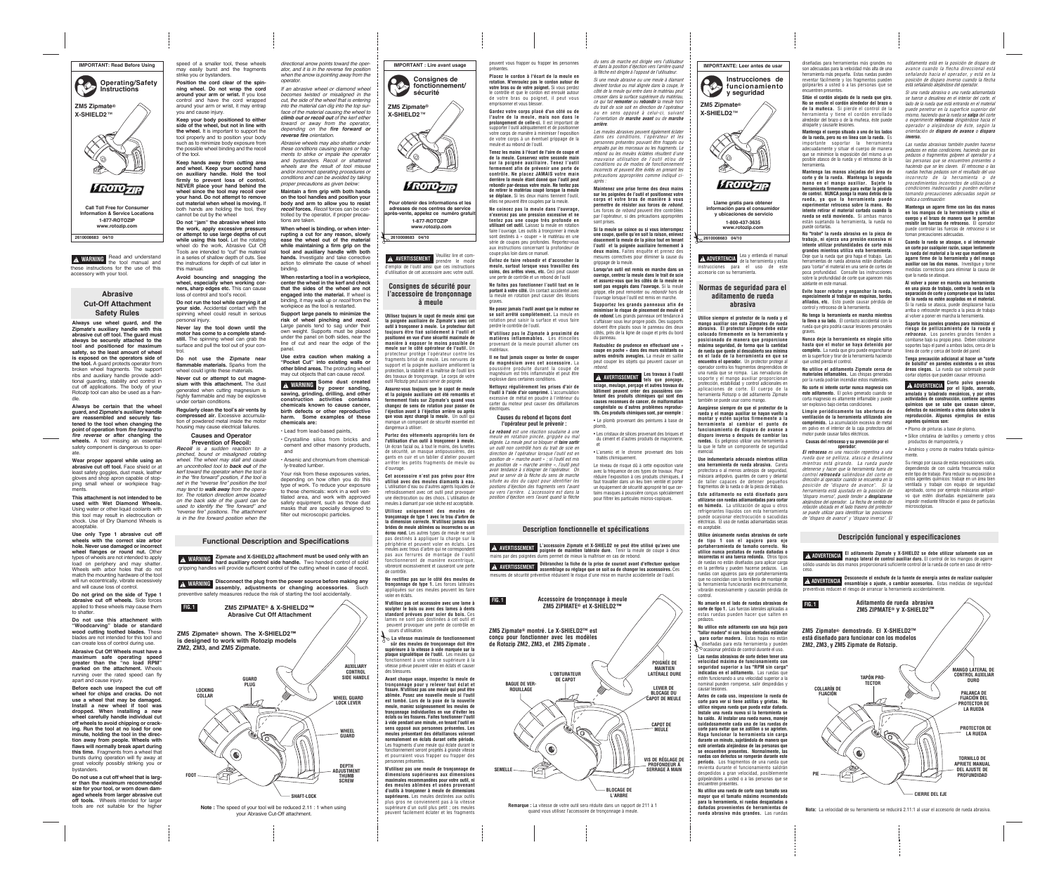IMPORTANT: Read Before Using

# Operating/Safety Instructions

**ZM5 Zipmate® X-SHIELD2™**

Call Toll Free for Consumer Information & Service Locations
1-877-ROTOZIP
www.rotozip.com

2610008683 04/10

**⚠ WARNING** Read and understand the tool manual and these instructions for the use of this accessory with your tool.

## Abrasive Cut-Off Attachment Safety Rules

**Always use wheel guard, and the Zipmate's auxiliary handle with this abrasive cut off tool. The guard must always be securely attached to the tool and positioned for maximum safety, so the least amount of wheel is exposed on the operators side of the tool.** A guard protects operator from broken wheel fragments. The support ribs and auxiliary handle provide additional guarding, stability and control in cut off applications. The body of your Rotozip tool can also be used as a handle.

**Always be certain that the wheel guard, and Zipmate's auxiliary handle are reassembled and securely fastened to the tool when changing the point of operation from *fire forward* to *fire reverse* or after changing the wheels.** A tool missing an essential safety component is dangerous to operate.

**Wear proper apparel while using an abrasive cut off tool.** Face shield or at least safety goggles, dust mask, leather gloves and shop apron capable of stopping small wheel or workpiece fragments.

**This attachment is not intended to be used with Wet Diamond Wheels.** Using water or other liquid coolants with this tool may result in electrocution or shock. Use of Dry Diamond Wheels is acceptable.

**Use only Type 1 abrasive cut off wheels with the correct size arbor hole. Never use damaged or incorrect wheel flanges or round nut.** Other types of wheels are not intended to apply load on periphery and may shatter. Wheels with arbor holes that do not match the mounting hardware of the tool will run eccentrically, vibrate excessively and will cause loss of control.

**Do not grind on the side of Type 1 abrasive cut off wheels.** Side forces applied to these wheels may cause them to shatter.

**Do not use this attachment with "Woodcarving" blade or standard wood cutting toothed blades.** These blades are not intended for this tool and can create loss of control during use.

**Abrasive Cut Off Wheels must have a maximum safe operating speed greater than the "no load RPM" marked on the attachment.** Wheels running over the rated speed can fly apart and cause injury.

**Before each use inspect the cut off wheel for chips and cracks. Do not use a wheel that may be damaged. Install a new wheel if tool was dropped. When installing a new wheel carefully handle individual cut off wheels to avoid chipping or cracking. Run the tool at no load for one minute, holding the tool in the direction away from people. Wheels with flaws will normally break apart during this time.** Fragments from a wheel that bursts during operation will fly away at great velocity possibly striking you or bystanders.

**Do not use a cut off wheel that is larger than the maximum recommended size for your tool, or worn down damaged wheels from larger abrasive cut off tools.** Wheels intended for larger tools are not suitable for the higher speed of a smaller tool, these wheels may easily burst and the fragments strike you or bystanders.

**Position the cord clear of the spinning wheel. Do not wrap the cord around your arm or wrist.** If you lose control and have the cord wrapped around your arm or wrist, it may entrap you and cause injury.

**Keep your body positioned to either side of the wheel, but not in line with the wheel.** It is important to support the tool properly and to position your body such as to minimize body exposure from the possible wheel binding and the recoil of the tool.

**Keep hands away from cutting area and wheel. Keep your second hand on auxiliary handle. Hold the tool firmly to prevent loss of control. NEVER place your hand behind the wheel since the tool may recoil over your hand. Do not attempt to remove cut material when wheel is moving.** If both hands are holding the tool, they cannot be cut by the wheel

**Do not "jam" the abrasive wheel into the work, apply excessive pressure or attempt to use large depths of cut while using this tool.** Let the rotating wheel do the work. Abrasive Cut Off Tools are intended to "cut" the material in a series of shallow depth of cuts. See the instructions for depth of cut later in this manual.

**Avoid bouncing and snagging the wheel, especially when working corners, sharp edges etc.** This can cause loss of control and tool's recoil.

**Do not run the tool while carrying it at your side.** Accidental contact with the spinning wheel could result in serious personal injury.

**Never lay the tool down until the motor has come to a complete standstill.** The spinning wheel can grab the surface and pull the tool out of your control.

**Do not use the Zipmate near flammable materials.** Sparks from the wheel could ignite these materials.

**Never cut or attempt to cut magnesium with this attachment.** The dust generated when cutting magnesium is highly flammable and may be explosive under certain conditions.

**Regularly clean the tool's air vents by compressed air.** Excessive accumulation of powdered metal inside the motor housing may cause electrical failures.

### Causes and Operator Prevention of Recoil:

*Recoil is a sudden reaction to a pinched, bound or misaligned rotating wheel. The wheel may stall and cause an uncontrolled tool to back out of the kerf toward the operator when the tool is in the "fire forward" position, or if it is set in the "reverse fire" position the tool may tend to walk away from the operator. The rotation direction arrow located on the back side of the guard can be used to identify the "fire forward" and "reverse fire" positions. The attachment is in the fire forward position when the directional arrow points toward the operator, and it is in the reverse fire position when the arrow is pointing away from the operator.*

*If an abrasive wheel or diamond wheel becomes twisted or misaligned in the cut, the side of the wheel that is entering into the material can dig into the top surface of the material causing the wheel to **climb out or recoil out** of the kerf either toward or away from the operator, depending on the **fire forward or reverse fire** orientations.*

*Abrasive wheels may also shatter under these conditions causing pieces or fragments to strike or impale the operator and bystanders. Recoil or shattered wheels are the result of tool misuse and/or incorrect operating procedures or conditions and can be avoided by taking proper precautions as given below:*

**Maintain a firm grip with both hands on the tool handles and position your body and arm to allow you to resist *recoil* forces.** *Recoil* forces can be controlled by the operator, if proper precautions are taken.

**When wheel is binding, or when interrupting a cut for any reason, slowly ease the wheel out of the material while maintaining a firm grip on the tool and auxiliary handle with both hands.** Investigate and take corrective action to eliminate the cause of wheel binding.

**When restarting a tool in a workpiece, check that the sides of the wheel are not engaged into the material.** If wheel is binding, it may walk up or *recoil* from the workpiece as the tool is restarted.

**Support large panels to minimize the risk of wheel pinching and *recoil*.** Large panels tend to sag under their own weight. Supports must be placed under the panel on both sides, near the line of cut and near the edge of the panel.

**Use extra caution when making a "Pocket Cut" into existing walls or other blind areas.** The protruding wheel may cut objects that can cause *recoil*.

**⚠ WARNING Some dust created by power sanding, sawing, grinding, drilling, and other construction activities contains chemicals known to cause cancer, birth defects or other reproductive harm. Some examples of these chemicals are:**

- Lead from lead-based paints,
- Crystalline silica from bricks and cement and other masonry products, and
- Arsenic and chromium from chemically-treated lumber.

Your risk from these exposures varies, depending on how often you do this type of work. To reduce your exposure to these chemicals: work in a well ventilated area, and work with approved safety equipment, such as those dust masks that are specially designed to filter out microscopic particles.

## Functional Description and Specifications

**⚠ WARNING Zipmate and X-SHIELD2 attachment must be used only with an hard auxiliary control side handle.** Two handed control of solid gripping handles will provide sufficient control of the cutting wheel in case of recoil.

**⚠ WARNING Disconnect the plug from the power source before making any assembly, adjustments or changing accessories.** Such preventive safety measures reduce the risk of starting the tool accidentally.

**FIG. 1 ZM5 ZIPMATE® & X-SHIELD2™ Abrasive Cut Off Attachment**

**ZM5 Zipmate® shown. The X-SHIELD2™ is designed to work with Rotozip models ZM2, ZM3, and ZM5 Zipmate.**

LOCKING COLLAR — GUARD PLUG — AUXILIARY CONTROL SIDE HANDLE — WHEEL GUARD LOCK LEVER — WHEEL GUARD — DEPTH ADJUSTMENT THUMB SCREW — SHAFT-LOCK — FOOT

**Note :** The speed of your tool will be reduced 2.11 : 1 when using your Abrasive Cut-Off attachment.

---

IMPORTANT : Lire avant usage

# Consignes de fonctionnement/ sécurité

**ZM5 Zipmate® X-SHIELD2™**

Pour obtenir des informations et les adresses de nos centres de service après-vente, appelez ce numéro gratuit
1-877-ROTOZIP
www.rotozip.com

2610008683 04/10

**⚠ AVERTISSEMENT** Veuillez lire et comprendre le mode d'emploi de l'outil ainsi que ces instructions d'utilisation de cet accessoire avec votre outil.

## Consignes de sécurité pour l'accessoire de tronçonnage à meule

**Utilisez toujours le capot de meule ainsi que la poignée auxiliaire de Zipmate's avec cet outil à tronçonner à meule. Le protecteur doit toujours être fixé solidement à l'outil et positionné en vue d'une sécurité maximale de manière à exposer la moins possible de meule sur le côté opérateur de l'outil.** Un protecteur protège l'opérateur contre les fragments brisés de meule. Les nervures de support et la poignée auxiliaire améliorent la protection, la stabilité et la maîtrise de l'outil lors des travaux de tronçonnage. Le corps de votre outil Rotozip peut aussi servir de poignée.

**Assurez-vous toujours que le capot de meule et la poignée auxiliaire ont été remontés et fermement fixés sur l'outil quand vous changez de sens de rotation pour passer de l'éjection avant à l'éjection arrière ou après que vous ayez changé la meule.** Un outil qui manque un composant de sécurité essentiel est dangereux à utiliser.

**Portez des vêtements appropriés lors de l'utilisation d'un outil à tronçonner à meule.** Un écran facial ou, à tout le moins, des lunettes de sécurité, un masque antipoussières, des gants en cuir et un tablier d'atelier pouvant arrêter les petits fragments de meule ou d'ouvrage.

**Cet accessoire n'est pas prévu pour être utilisé avec des meules diamants à eau.** L'utilisation d'eau ou d'autres agents liquides de refroidissement avec cet outil peut provoquer une électrocution ou des chocs. L'utilisation de meules à diamant par voie sèche est acceptable.

**Utilisez uniquement des meules de tronçonnage de type 1 avec le trou d'arbre de la dimension correcte. N'utilisez jamais des brides de meule abîmées ou incorrectes ou un écrou rond.** Les autres types de meule ne sont pas destinés à appliquer la charge sur la périphérie et peuvent voler en éclats. Les meules avec trous d'arbre qui ne correspondent pas aux ferrures de montage de l'outil fonctionneront de manière excentrique, vibreront excessivement et causeront une perte de contrôle.

**Ne rectifiez pas sur le côté des meules de tronçonnage de type 1.** Les forces latérales appliquées sur ces meules peuvent les faire voler en éclats.

**N'utilisez pas cet accessoire avec une lame à sculpter le bois ou avec des lames à dents standard prévues pour scier du bois.** Ces lames ne sont pas destinés à cet outil et peuvent provoquer une perte de contrôle en cours d'utilisation.

**La vitesse maximale de fonctionnement sûr des meules de tronçonnage doit être supérieure à la vitesse à vide marquée sur la plaque signalétique de l'outil.** Les meules qui fonctionnent à une vitesse supérieure à la vitesse prévue peuvent voler en éclats et causer des blessures.

**Avant chaque usage, inspectez la meule de tronçonnage pour y relever tout éclat et fissure. N'utilisez pas une meule qui peut être abîmée. Posez une nouvelle meule si l'outil est tombé. Lors de la pose de la nouvelle meule, maniez soigneusement les meules de tronçonnage individuelles en vue d'éviter les éclats ou les fissures. Faites fonctionner l'outil à vide pendant une minute, en tenant l'outil en sens opposé aux personnes présentes. Les meules présentant des défaillances volent normalement en éclats durant cette période.** Les fragments d'une meule qui éclate durant le fonctionnement seront projetés à grande vitesse et pourraient vous frapper ou frapper des personnes présentes.

**N'utilisez pas une meule de tronçonnage de dimensions supérieures aux dimensions maximales recommandées pour votre outil, ni des meules abîmées et usées provenant d'outils à tronçonner à meule de dimensions supérieures.** Les meules destinées aux outils plus gros ne conviennent pas à la vitesse supérieure d'un outil plus petit ; ces meules peuvent facilement éclater et les fragments peuvent vous frapper ou frapper les personnes présentes.

**Placez le cordon à l'écart de la meule en rotation. N'enroulez pas le cordon autour de votre bras ou de votre poignet.** Si vous perdez le contrôle et que le cordon est enroulé autour de votre bras ou poignet, il peut vous emprisonner et vous blesser.

**Gardez votre corps placé d'un côté ou de l'autre de la meule, mais non dans le prolongement de celle-ci.** Il est important de supporter l'outil adéquatement et de positionner votre corps de manière à minimiser l'exposition de votre corps à un éventuel grippage de la meule et au rebond de l'outil.

**Tenez les mains à l'écart de l'aire de coupe et de la meule. Conservez votre seconde main sur la poignée auxiliaire. Tenez l'outil fermement afin de prévenir une perte de contrôle. Ne placez JAMAIS votre main derrière la meule étant donné que l'outil peut rebondir par-dessus votre main. Ne tentez pas de retirer le matériau coupé lorsque la meule se déplace.** Si les deux mains tiennent l'outil, elles ne peuvent être coupées par la meule.

**Ne coincez pas la meule dans l'ouvrage, n'exercez pas une pression excessive et ne tentez pas une coupe très profonde en utilisant cet outil.** Laissez la meule en rotation faire l'ouvrage. Les outils à tronçonner à meule sont destinés à « couper » le matériau en une série de coupes peu profondes. Reportez-vous aux instructions concernant la profondeur de coupe plus loin dans ce mode d'emploi.

**Évitez de faire rebondir et d'accrocher la meule, surtout lorsque vous travaillez des coins, des arêtes vives, etc.** Ceci peut causer une perte de contrôle et un rebond de l'outil.

**Ne faites pas fonctionner l'outil tout en le portant à votre côté.** Un contact accidentel avec la meule en rotation peut causer des lésions graves.

**Ne posez jamais l'outil avant que le moteur ne se soit arrêté complètement.** La meule en rotation peut saisir la surface et vous faire perdre le contrôle de l'outil.

**N'utilisez pas le Zipmate à proximité de matières inflammables.** Les étincelles provenant de la meule pourrait allumer ces matériaux.

**Il ne faut jamais couper ou tenter de couper du magnésium avec cet accessoire.** La poussière produite durant la coupe de magnésium est très inflammable et peut être explosive dans certaines conditions.

**Nettoyez régulièrement les prises d'air de l'outil à l'aide d'air comprimé.** L'accumulation excessive de métal en poudre à l'intérieur du carter du moteur peut causer des défaillances électriques.

### Causes du rebond et façons dont l'opérateur peut le prévenir :

*Le rebond est une réaction soudaine à une meule en rotation pincée, grippée ou mal alignée. La meule peut se bloquer et faire sortir un outil non contrôlé hors du trait de scie en direction de l'opérateur lorsque l'outil est en position de « marche avant », ou l'outil est mis en position de « marche arrière », l'outil peut avoir tendance à s'éloigner de l'opérateur. On peut se servir de la flèche du sens de marche située au dos du capot pour identifier les positions d'éjection des fragments vers l'avant ou vers l'arrière. L'accessoire est dans la position d'éjection vers l'avant quand la flèche du sens de marche est dirigée vers l'utilisateur et dans la position d'éjection vers l'arrière quand la flèche est dirigée à l'opposé de l'utilisateur.*

*Si une meule abrasive ou une meule à diamant devient tordue ou mal alignée dans la coupe, le côté de la meule qui entre dans le matériau peut creuser dans la surface supérieure du matériau, ce qui fait **remonter** ou **rebondir** la meule hors du trait de scie soit en direction de l'opérateur ou en sens opposé à celui-ci, suivant l'orientation de **marche avant** ou de **marche arrière**.*

*Les meules abrasives peuvent également éclater dans ces conditions, l'opérateur et les personnes présentes pouvant être frappés ou empalés par les morceaux ou les fragments. Le rebond ou les meules éclatées résultent d'une mauvaise utilisation de l'outil et/ou de conditions ou de modes de fonctionnement incorrects et peuvent être évités en prenant les précautions appropriées comme indiqué ci-après :*

**Maintenez une prise ferme des deux mains sur les poignées de l'outil et positionnez votre corps et votre bras de manière à vous permettre de résister aux forces de *rebond*.** Les forces de *rebond* peuvent être contrôlées par l'opérateur, si des précautions appropriées sont prises.

**Si la meule se coince ou si vous interrompez une coupe, quelle qu'en soit la raison, enlevez doucement la meule de la pièce tout en tenant l'outil et la poignée auxiliaire fermement à deux mains.** Faites enquête et prenez des mesures correctives pour éliminer la cause du grippage de la meule.

**Lorsqu'un outil est remis en marche dans un ouvrage, contrôlez que les côtés de la meule ne sont pas engagés dans l'ouvrage.** Si la meule est grippée, elle peut remonter ou *rebondir* hors de l'ouvrage lorsque l'outil est remis en marche.

**Supportez les grands panneaux afin de minimiser le risque de pincement de meule et de *rebond*.** Les grands panneaux ont tendance à s'affaisser sous leur propre poids. Des supports doivent être placés sous le panneau des deux côtés, près du trait de scie et près du bord du panneau.

**Redoublez de prudence en effectuant une « coupe en poche » dans des murs existants ou autres endroits aveugles.** La meule en saillie peut couper les objets qui peuvent causer un *rebond*.

**⚠ AVERTISSEMENT Les travaux à l'outil électrique tels que ponçage, sciage, meulage, perçage et autres travaux du bâtiment peuvent créer des poussières contenant des produits chimiques qui sont des causes reconnues de cancer, de malformation congénitale ou d'autres problèmes reproductifs. Ces produits chimiques sont, par exemple :**

- Le plomb provenant des peintures à base de plomb,
- Les cristaux de silices provenant des briques et du ciment et d'autres produits de maçonnerie, et
- L'arsenic et le chrome provenant des bois traités chimiquement.

Le niveau de risque dû à cette exposition varie avec la fréquence de ces types de travaux. Pour réduire l'exposition à ces produits chimiques, il faut travailler dans un lieu bien ventilé et porter un équipement de sécurité approprié tel que certains masques à poussière conçus spécialement pour filtrer les particules micro-scopiques.

## Description fonctionnelle et spécifications

**⚠ AVERTISSEMENT L'accessoire Zipmate et X-SHIELD2 ne peut être utilisé qu'avec une poignée de maintien latérale dure.** Tenir la meule de coupe à deux mains par des poignées dures permet de mieux la maîtriser en cas de rebond.

**⚠ AVERTISSEMENT Débranchez la fiche de la prise de courant avant d'effectuer quelque assemblage ou réglage que ce soit ou de changer les accessoires.** Ces mesures de sécurité préventive réduisent le risque d'une mise en marche accidentelle de l'outil.

**FIG. 1 Accessoire de tronçonnage à meule ZM5 ZIPMATE® et X-SHIELD2™**

**ZM5 Zipmate® montré. Le X-SHIELD2™ est conçu pour fonctionner avec les modèles de Rotozip ZM2, ZM3, et ZM5 Zipmate.**

BAGUE DE VERROUILLAGE — L'OBTURATEUR DE CAPOT — POIGNÉE DE MAINTIEN LATÉRALE DURE — LEVIER DE BLOCAGE DU CAPOT DE MEULE — CAPOT DE MEULE — VIS DE RÉGLAGE DE PROFONDEUR À SERRAGE À MAIN — BLOCAGE DE L'ARBRE — SEMELLE

**Remarque :** La vitesse de votre outil sera réduite dans un rapport de 2:11 à 1 quand vous utilisez l'accessoire de tronçonnage à meule.

---

IMPORTANTE: Leer antes de usar

# Instrucciones de funcionamiento y seguridad

**ZM5 Zipmate® X-SHIELD2™**

Llame gratis para obtener información para el consumidor y ubicaciones de servicio
1-800-437-3635
www.rotozip.com

2610008683 04/10

**⚠ ADVERTENCIA** Lea y entienda el manual de la herramienta y estas instrucciones para el uso de este accesorio con su herramienta.

## Normas de seguridad para el aditamento de rueda abrasiva

**Utilice siempre el protector de la rueda y el mango auxiliar con este Zipmate de rueda abrasiva. El protector siempre debe estar colocado firmemente en la herramienta y posicionado de manera que proporcione máxima seguridad, de forma que la cantidad de rueda que quede al descubierto sea mínima en el lado de la herramienta en que se encuentra el operador.** Un protector protege al operador contra los fragmentos desprendidos de una rueda que se rompa. Las nervaduras de soporte y el mango auxiliar proporcionan protección, estabilidad y control adicionales en aplicaciones de corte. El cuerpo de la herramienta Rotozip o del aditamento Zipmate también se puede usar como mango.

**Asegúrese siempre de que el protector de la rueda y el mango auxiliar se hayan vuelto a montar y estén sujetos firmemente a la herramienta al cambiar el punto de funcionamiento de disparo de avance a disparo inverso o después de cambiar las ruedas.** Es peligroso utilizar una herramienta a la que le falte un componente de seguridad esencial.

**Use indumentaria adecuada mientras utiliza una herramienta de rueda abrasiva.** Careta protectora o al menos anteojos de seguridad, máscara antipolvo, guantes de cuero y delantal de taller capaces de detener pequeños fragmentos de la rueda o de la pieza de trabajo.

**Este aditamento no está diseñado para utilizarse con ruedas adiamantadas para cortar en húmedo.** La utilización de agua u otros refrigerantes líquidos con esta herramienta puede ocasionar electrocución o sacudidas eléctricas. El uso de ruedas adiamantadas secas es aceptable.

**Utilice únicamente ruedas abrasivas de corte de tipo 1 con el agujero para eje portaherramienta de tamaño correcto. No utilice nunca pestañas de rueda dañadas o incorrectas ni una tuerca redonda.** Otros tipos de ruedas no están diseñados para aplicar carga en la periferia y pueden hacerse pedazos. Las ruedas con agujeros para eje portaherramienta que no coincidan con la tornillería de montaje de la herramienta funcionarán excéntricamente, vibrarán excesivamente y causarán pérdida de control.

**No amole en el lado de ruedas abrasivas de corte de tipo 1.** Las fuerzas laterales aplicadas a estas ruedas pueden hacer que salten en pedazos.

**No utilice este aditamento con una hoja para "tallar madera" ni con hojas dentadas estándar para cortar madera.** Estas hojas no están diseñadas para esta herramienta y pueden ocasionar pérdida de control durante el uso.

**Las ruedas abrasivas de corte deben tener una velocidad máxima de funcionamiento con seguridad superior a las "RPM sin carga" indicadas en el aditamento.** Las ruedas que están funcionando a una velocidad superior a la nominal pueden romperse, salir despedidas y causar lesiones.

**Antes de cada uso, inspeccione la rueda de corte para ver si tiene astillas y grietas. No utilice ninguna rueda que pueda estar dañada. Instale una rueda nueva si la herramienta se ha caído. Al instalar una rueda nueva, maneje cuidadosamente cada una de las ruedas de corte para evitar que se astillen o se agrieten. Haga funcionar la herramienta sin carga durante un minuto, sujetándola de manera que esté orientada alejándose de las personas que se encuentren presentes. Normalmente, las ruedas con defectos se romperán durante este período.** Los fragmentos de una rueda que revienta durante el funcionamiento saldrán despedidos a gran velocidad, posiblemente golpeándoles a usted o a las personas que se encuentren presentes.

**No utilice una rueda de corte cuyo tamaño sea mayor que el tamaño máximo recomendado para la herramienta, ni ruedas desgastadas o dañadas provenientes de herramientas de rueda abrasiva más grandes.** Las ruedas diseñadas para herramientas más grandes no son adecuadas para la velocidad más alta de una herramienta más pequeña. Estas ruedas pueden reventar fácilmente y los fragmentos pueden golpearles a usted o a las personas que se encuentren presentes.

**Sitúe el cordón alejado de la rueda que gira. No se enrolle el cordón alrededor del brazo o de la muñeca.** Si pierde el control de la herramienta y tiene el cordón enrollado alrededor del brazo o de la muñeca, éste puede atraparle y causarle lesiones.

**Mantenga el cuerpo situado a uno de los lados de la rueda, pero no en línea con la rueda.** Es importante soportar la herramienta adecuadamente y situar el cuerpo de manera que se minimice la exposición del mismo a un posible atasco de la rueda y el retroceso de la herramienta.

**Mantenga las manos alejadas del área de corte y de la rueda. Mantenga la segunda mano en el mango auxiliar. Sujete la herramienta firmemente para evitar la pérdida de control. NUNCA ponga la mano detrás de la rueda, ya que la herramienta puede experimentar retroceso sobre la mano. No intente retirar el material cortado cuando la rueda se está moviendo.** Si ambas manos están sujetando la herramienta, la rueda no puede cortarlas.

**No "trabe" la rueda abrasiva en la pieza de trabajo, ni ejerza una presión excesiva ni intente utilizar profundidades de corte más grandes mientras utiliza esta herramienta.** Deje que la rueda que gira haga el trabajo. Las herramientas de rueda abrasiva están diseñadas para 'cortar' el material en una serie de cortes de poca profundidad. Consulte las instrucciones sobre la profundidad de corte que aparecen más adelante en este manual.

**Evite hacer rebotar y enganchar la rueda, especialmente al trabajar en esquinas, bordes afilados, etc.** Esto puede causar pérdida de control y retroceso de la herramienta.

**No tenga la herramienta en marcha mientras la lleva a su lado.** El contacto accidental con la rueda que gira podría causar lesiones personales graves.

**Nunca deje la herramienta en ningún sitio hasta que el motor se haya detenido por completo.** La rueda que gira puede engancharse en la superficie y tirar de la herramienta haciendo que usted pierda el control.

**No utilice el aditamento Zipmate cerca de materiales inflamables.** Las chispas generadas por la rueda podrían incendiar estos materiales.

**No corte ni intente cortar nunca magnesio con este aditamento.** El polvo generado cuando se corta magnesio es altamente inflamable y puede ser explosivo bajo ciertas condiciones.

**Limpie periódicamente las aberturas de ventilación de la herramienta utilizando aire comprimido.** La acumulación excesiva de metal en polvo en el interior de la carcasa del motor puede causar fallos eléctricos.

### Causas del retroceso y su prevención por el operador:

*El retroceso es una reacción repentina a una rueda que se pellizca, atasca o desalinea mientras está girando. La rueda puede detenerse y hacer que la herramienta fuera de control **retroceda** saliéndose del corte en dirección al operador cuando se encuentra en la posición de "disparo de avance". Si la herramienta está ajustada en la posición de "disparo inverso", puede tender a **desplazarse** alejándose del operador. La flecha de sentido de rotación ubicada en el lado trasero del protector se puede utilizar para identificar las posiciones de "disparo de avance" y "disparo inverso". El aditamento está en la posición de disparo de avance cuando la flecha direccional está señalando hacia el operador, y está en la posición de disparo inverso cuando la flecha está señalando alejándose del operador.*

*Si una rueda abrasiva o una rueda adiamantada se tuerce o desalinea en el interior del corte, el lado de la rueda que está entrando en el material puede penetrar en la superficie superior del mismo, haciendo que la rueda se **salga** del corte o experimente **retroceso** dirigiéndose hacia el operador o alejándose de éste, según la orientación de **disparo de avance** o **disparo inverso**.*

*Las ruedas abrasivas también pueden hacerse pedazos en estas condiciones, haciendo que los pedazos o fragmentos golpeen al operador y a las personas que se encuentren presentes o haciendo que se les claven. El retroceso o las ruedas hechas pedazos son el resultado del uso incorrecto de la herramienta y/o de procedimientos incorrectos de utilización o condiciones inadecuadas y pueden evitarse tomando precauciones adecuadas según se indica a continuación:*

**Mantenga un agarre firme con las dos manos en los mangos de la herramienta y sitúe el cuerpo y el brazo de manera que le permitan resistir las fuerzas de *retroceso*.** El operador puede controlar las fuerzas de *retroceso* si se toman precauciones adecuadas.

**Cuando la rueda se atasque, o al interrumpir un corte por cualquier razón, saque lentamente la rueda del material a la vez que mantiene un agarre firme de la herramienta y del mango auxiliar con las dos manos.** Investigue y tome medidas correctivas para eliminar la causa de que la rueda se atasque.

**Al volver a poner en marcha una herramienta en una pieza de trabajo, centre la rueda en la separación de corte y compruebe que los lados de la rueda no estén acoplados en el material.** Si la rueda se atasca, puede desplazarse hacia arriba o *retroceder* respecto a la pieza de trabajo al volver a poner en marcha la herramienta.

**Soporte los paneles grandes para minimizar el riesgo de pellizcamiento de la rueda y *retroceso*.** Los paneles grandes tienden a combarse bajo su propio peso. Deben colocarse soportes bajo el panel a ambos lados, cerca de la línea de corte y cerca del borde del panel.

**Tenga precaución adicional al hacer un "corte de bolsillo" en paredes existentes o en otras áreas ciegas.** La rueda que sobresale puede cortar objetos que pueden causar *retroceso*.

**⚠ ADVERTENCIA Cierto polvo generado por el lijado, aserrado, amolado y taladrado mecánicos, y por otras actividades de construcción, contiene agentes químicos que se sabe que causan cáncer, defectos de nacimiento u otros daños sobre la reproducción. Algunos ejemplos de estos agentes químicos son:**

- Plomo de pinturas a base de plomo,
- Sílice cristalina de ladrillos y cemento y otros productos de mampostería, y
- Arsénico y cromo de madera tratada químicamente.

Su riesgo por causa de estas exposiciones varía, dependiendo de con cuánta frecuencia realice este tipo de trabajo. Para reducir su exposición a estos agentes químicos: trabaje en un área bien ventilada y trabaje con equipo de seguridad aprobado, como por ejemplo máscaras antipolvo que estén diseñadas especialmente para impedir mediante filtración el paso de partículas microscópicas.

## Descripción funcional y especificaciones

**⚠ ADVERTENCIA El aditamento Zipmate y X-SHIELD2 se debe utilizar solamente con un mango lateral de control auxiliar duro.** El control de los mangos de agarre sólido usando las dos manos proporcionará suficiente control de la rueda de corte en caso de retroceso.

**⚠ ADVERTENCIA Desconecte el enchufe de la fuente de energía antes de realizar cualquier ensamblaje o ajuste, o cambiar accesorios.** Estas medidas de seguridad preventivas reducen el riesgo de arrancar la herramienta accidentalmente.

**FIG. 1 Aditamento de rueda abrasiva ZM5 ZIPMATE® y X-SHIELD2™**

**ZM5 Zipmate® demostrado. El X-SHIELD2™ está diseñado para funcionar con los modelos ZM2, ZM3, y ZM5 Zipmate de Rotozip.**

COLLARÍN DE FIJACIÓN — TAPÓN PROTECTOR — MANGO LATERAL DE CONTROL AUXILIAR DURO — PALANCA DE FIJACIÓN DEL PROTECTOR DE LA RUEDA — PROTECTOR DE LA RUEDA — TORNILLO DE APRIETE MANUAL DEL AJUSTE DE PROFUNDIDAD — CIERRE DEL EJE — PIE

**Nota:** La velocidad de su herramienta se reducirá 2.11:1 al usar el accesorio de rueda abrasiva.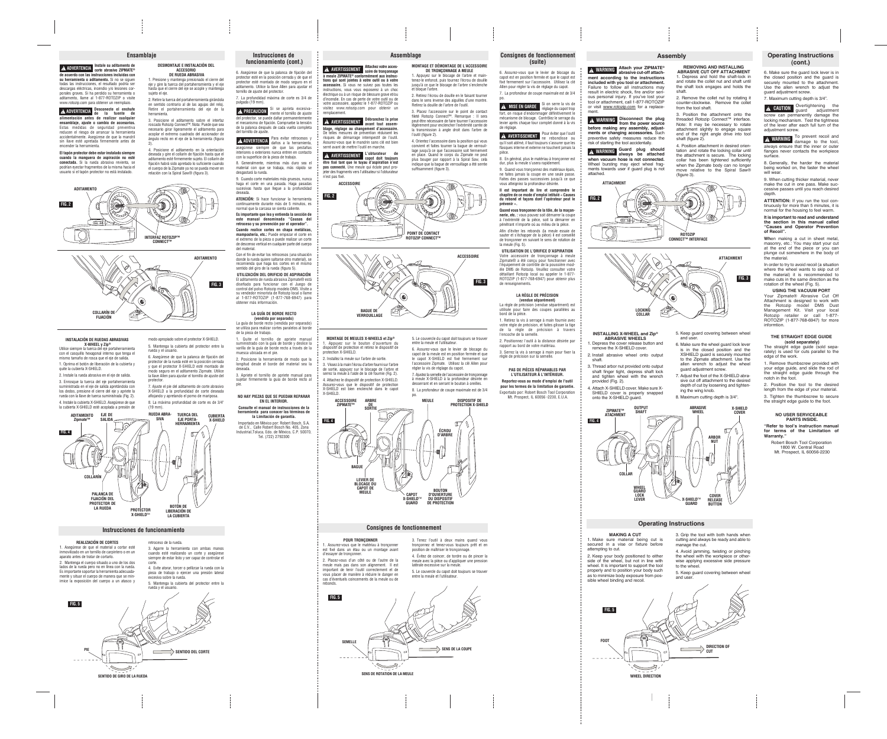## Ensamblaje

**ADVERTENCIA** **Instale su aditamento de corte abrasivo ZIPMATE® de acuerdo con las instrucciones incluidas con su herramienta o aditamento.** Si no se siguen todas las instrucciones, el resultado podría ser descargas eléctricas, incendio y/o lesiones corporales graves. Si ha perdido su herramienta o aditamento, llame al 1-877-ROTOZIP o visite www.rotozip.com para obtener un reemplazo.

**ADVERTENCIA** **Desconecte el enchufe de la fuente de alimentación antes de realizar cualquier ensamblaje, ajuste o cambio de accesorios.** Estas medidas de seguridad preventiva reducen el riesgo de arrancar la herramienta accidentalmente. Asegúrese de que la mandril sin llave esté apretada firmemente antes de encender la herramienta.

**El tapón protector debe estar instalado siempre cuando la manguera de aspiración no esté conectada.** Si la rueda abrasiva revienta, se podrían expectar fragmentos de la misma hacia el usuario si el tapón protector no está instalado.

### DESMONTAJE E INSTALACIÓN DEL ACCESORIO DE RUEDA ABRASIVA

1. Presione y mantenga presionado el cierre del eje y gire la tuerca del portaherramienta y el eje hasta que el cierre del eje se acople y mantenga sujeto el eje.

2. Retire la tuerca del portaherramienta girándola en sentido contrario al de las agujas del reloj. Retire el portaherramienta del eje de la herramienta.

3. Posicione el aditamento sobre el interfaz roscado Rotozip Connect™. Nota: Puede que sea necesario girar ligeramente el aditamento para acoplar el extremo cuadrado del accionador de ángulo recto en el eje de la herramienta (figura 2).

4. Posicione el aditamento en la orientación deseada y gire el collarín de fijación hasta que el aditamento esté firmemente sujeto. El collarín de fijación habrá sido apretado lo suficiente cuando el cuerpo de la Zipmate ya no se pueda mover en relación con la Spiral Saw® (figura 3).

FIG. 2
ADITAMENTO
INTERFAZ ROTOZIP™ CONNECT™

FIG. 3
ADITAMENTO
COLLARÍN DE FIJACIÓN

### INSTALACIÓN DE RUEDAS ABRASIVAS X-WHEEL y Zip®

Utilice siempre la tuerca del eje portaherramienta con el casquillo hexagonal interno que tenga el mismo tamaño de rosca que el eje de salida.

1. Oprima el botón de liberación de la cubierta y quite la cubierta X-SHIELD.

2. Instale la rueda abrasiva en el eje de salida.

3. Enrosque la tuerca del eje portaherramienta suministrada en el eje de salida apretándola con los dedos, presione el cierre del eje y apriete la rueda con la llave de tuerca suministrada (Fig. 2).

4. Instale la cubierta X-SHIELD. Asegúrese de que la cubierta X-SHIELD esté acoplada a presión de modo apropiado sobre el protector X-SHIELD.

5. Mantenga la cubierta del protector entre la rueda y el usuario.

6. Asegúrese de que la palanca de fijación del protector de la rueda esté en la posición cerrada y que el protector X-SHIELD esté montado de modo seguro en el aditamento Zipmate. Utilice la llave Allen para ajustar el tornillo de ajuste del protector.

7. Ajuste el pie del aditamento de corte abrasivo X-SHIELD a la profundidad de corte deseada aflojando y apretando el pomo de mariposa.

8. La máxima profundidad de corte es de 3/4" (19 mm).

FIG. 4
ADITAMENTO Zipmate™
EJE DE SALIDA
RUEDA ABRASIVA
TUERCA DEL EJE PORTA-HERRAMIENTA
CUBIERTA X-SHIELD
COLLARÍN
PALANCA DE FIJACIÓN DEL PROTECTOR DE LA RUEDA
PROTECTOR X-SHIELD™
BOTÓN DE LIBERACIÓN DE LA CUBIERTA

## Instrucciones de funcionamiento

### REALIZACIÓN DE CORTES

1. Asegúrese de que el material a cortar esté inmovilizado en un tornillo de carpintero o en un aparato antes de tratar de cortarlo.

2. Mantenga el cuerpo situado a uno de los dos lados de la rueda pero no en línea con la rueda. Es importante soportar la herramienta adecuadamente y situar el cuerpo de manera que se minimice la exposición del cuerpo a un atasco y retroceso de la rueda.

3. Agarre la herramienta con ambas manos cuando esté realizando un corte y asegúrese siempre de estar listo y ser capaz de controlar el corte.

4. Evite atorar, torcer o pellizcar la rueda con la pieza de trabajo o ejercer una presión lateral excesiva sobre la rueda.

5. Mantenga la cubierta del protector entre la rueda y el usuario.

FIG. 5
PIE
SENTIDO DEL CORTE
SENTIDO DE GIRO DE LA RUEDA

## Instrucciones de funcionamiento (cont.)

6. Asegúrese de que la palanca de fijación del protector esté en la posición cerrada y de que el protector esté montado de modo seguro en el aditamento. Utilice la llave Allen para ajustar el tornillo de ajuste del protector.

7. La profundidad máxima de corte es 3/4 de pulgada (19 mm).

**PRECAUCION** Si se aprieta excesivamente el tornillo de ajuste del protector, se puede dañar permanentemente el mecanismo de fijación. Compruebe la tensión de la palanca después de cada vuelta completa del tornillo de ajuste.

**ADVERTENCIA** Para evitar retrocesos y daños a la herramienta, asegúrese siempre de que las pestañas interiores o exteriores nunca entren en contacto con la superficie de la pieza de trabajo.

8. Generalmente, mientras más duro sea el material con que se trabaja, más rápido se desgastará la rueda.

9. Cuando corte materiales más gruesos, nunca haga el corte en una pasada. Haga pasadas sucesivas hasta que llegue a la profundidad deseada.

**ATENCIÓN:** Si hace funcionar la herramienta continuamente durante más de 5 minutos, es normal que la carcasa se sienta caliente.

**Es importante que lea y entienda la sección de este manual denominada "Causas del retroceso y su prevención por el operador".**

**Cuando realice cortes en chapa metálicas, mampostería, etc.:** Puede empezar el corte en el extremo de la pieza o puede realizar un corte de descenso vertical en cualquier parte del cuerpo del material.

Con el fin de evitar los retrocesos (una situación donde la rueda quiere saltarse otro material), se recomienda que haga los cortes en el mismo sentido del giro de la rueda (figura 5).

### UTILIZACIÓN DEL ORIFICIO DE ASPIRACIÓN

El aditamento de rueda abrasiva Zipmate® está diseñado para funcionar con el Juego de control del polvo Rotozip modelo DM5. Visite a su vendedor minorista de Rotozip local o llame al 1-877-ROTOZIP (1-877-768-6947) para obtener más información.

### LA GUÍA DE BORDE RECTO (vendida por separado)

La guía de borde recto (vendida por separado) se utiliza para realizar cortes paralelos al borde de la pieza de trabajo.

1. Quite el tornillo de apriete manual suministrado con la guía de borde y deslice la varilla de la guía de borde recto a través de la muesca ubicada en el pie.

2. Posicione la herramienta de modo que la longitud desde el borde del material sea la deseada.

3. Apriete el tornillo de apriete manual para sujetar firmemente la guía de borde recto al pie.

**NO HAY PIEZAS QUE SE PUEDAN REPARAR EN EL INTERIOR.**

**Consulte el manual de instrucciones de la herramienta para conocer los términos de la Limitación de garantía.**

Importado en México por: Robert Bosch, S.A. de C.V., Calle Robert Bosch No. 405, Zona Industrial,Toluca, Edo. de México, C.P. 50070, Tel. (722) 2792300

## Assemblage

**AVERTISSEMENT** **Attachez votre accessoire de tronçonnage à meule ZIPMATE® conformément aux instructions qui sont jointes à votre outil ou à votre accessoire.** Si vous ne suivez pas toutes les instructions, vous vous exposerez à un choc électrique ou à un risque de blessure grave et/ou d'incendie. En cas de perte de votre outil ou de votre accessoire, appelez le 1-877-ROTOZIP ou visitez www.rotozip.com pour obtenir un remplacement.

**AVERTISSEMENT** **Débranchez la prise avant tout assemblage, réglage ou changement d'accessoire.** De telles mesures de prévention réduisent les risques de démarrage intempestif de l'outil. Assurez-vous que le mandrin sans clé est bien serré avant de mettre l'outil en marche.

**AVERTISSEMENT** **L'obturateur de capot doit toujours être fixé tant que le tuyau d'aspiration n'est pas connecté.** Une meule qui éclate peut projeter des fragments vers l'utilisateur si l'obturateur n'est pas fixé.

### MONTAGE ET DÉMONTAGE DE L'ACCESSOIRE DE TRONÇONNAGE A MEULE

1. Appuyez sur le blocage de l'arbre et maintenez-le enfoncé, puis tournez l'écrou de douille jusqu'à ce que le blocage de l'arbre s'enclenche et bloque l'arbre.

2. Retirez l'écrou de douille en le faisant tourner dans le sens inverse des aiguilles d'une montre. Retirez la douille de l'arbre de l'outil.

3. Placez l'accessoire sur le point de contact fileté Rotozip Connect™. Remarque : Il sera peut-être nécessaire de faire tourner l'accessoire légèrement pour enclencher l'extrémité carrée de la transmission à angle droit dans l'arbre de l'outil (figure 2).

4. Orientez l'accessoire dans la position qui vous convient et faites tourner la bague de verrouillage jusqu'à ce que l'accessoire soit fermement en place. Quand le corps du Zipmate ne peut plus bouger par rapport à la Spiral Saw, cela indique que la bague de verrouillage a été serrée suffisamment (figure 3).

FIG. 2
ACCESSOIRE
POINT DE CONTACT ROTOZIP CONNECT™

FIG. 3
ACCESSOIRE
BAGUE DE VERROUILLAGE

### MONTAGE DE MEULES X-WHEELS et Zip®

1. Appuyez sur le bouton d'ouverture du dispositif de protection et retirez le dispositif de protection X-SHIELD.

2. Installez la meule sur l'arbre de sortie.

3. Vissez à la main l'écrou d'arbre fourni sur l'arbre de sortie, appuyez sur le blocage de l'arbre et serrez la meule à l'aide de la clé fournie (Fig. 2).

4. Attachez le dispositif de protection X-SHIELD. Assurez-vous que le dispositif de protection X-SHIELD est bien enclenché dans le capot X-SHIELD.

5. Le couvercle du capot doit toujours se trouver entre la meule et l'utilisateur.

6. Assurez-vous que le levier de blocage du capot de la meule est en position fermée et que le capot X-SHIELD est fixé fermement sur l'accessoire Zipmate. Utilisez la clé Allen pour régler la vis de réglage du capot.

7. Ajustez la semelle de l'accessoire de tronçonnage à meule X-SHIELD à la profondeur désirée en desserrant et en serrant le bouton à oreilles.

8. La profondeur de coupe maximale est de 3/4 po.

FIG. 4
ACCESSOIRE ZIPMATE™
ARBRE DE SORTIE
MEULE
DISPOSITIF DE PROTECTION X-SHIELD
ÉCROU D'ARBRE
BAGUE
LEVIER DE BLOCAGE DU CAPOT DE MEULE
CAPOT X-SHIELD™ GUARD
BOUTON D'OUVERTURE DU DISPOSITIF DE PROTECTION

## Consignes de fonctionnement

### POUR TRONÇONNER

1. Assurez-vous que le matériau à tronçonner est fixé dans un étau ou un montage avant d'essayer de tronçonner.

2. Placez-vous d'un côté ou de l'autre de la meule mais pas dans son alignement. Il est important de tenir l'outil correctement et de vous placer de manière à réduire le danger en cas d'éventuels coincements de la meule ou de rebonds.

3. Tenez l'outil à deux mains quand vous tronçonnez et tenez-vous toujours prêt et en position de maîtriser le tronçonnage.

4. Évitez de coincer, de tordre ou de pincer la meule avec la pièce ou d'appliquer une pression latérale excessive sur la meule.

5. Le couvercle du capot doit toujours se trouver entre la meule et l'utilisateur.

FIG. 5
SEMELLE
SENS DE LA COUPE
SENS DE ROTATION DE LA MEULE

## Consignes de fonctionnement (suite)

6. Assurez-vous que le levier de blocage du capot est en position fermée et que le capot est fixé fermement sur l'accessoire. Utilisez la clé Allen pour régler la vis de réglage du capot.

7. La profondeur de coupe maximale est de 3/4 po.

**MISE EN GARDE** Si on serre la vis de réglage du capot trop fort, on risque d'endommager définitivement le mécanisme de blocage. Contrôlez le serrage du levier après chaque tour complet donné à la vis de réglage.

**AVERTISSEMENT** Pour éviter que l'outil ne rebondisse ou qu'il soit abîmé, il faut toujours s'assurer que les flasques interne et externe ne touchent jamais la pièce.

8. En général, plus le matériau à tronçonner est dur, plus la meule s'usera rapidement.

9. Quand vous tronçonnez des matériaux épais, ne faites jamais la coupe en une seule passe. Faites des passes successives jusqu'à ce que vous atteigniez la profondeur désirée.

**Il est important de lire et comprendre le chapitre de ce mode d'emploi intitulé « Causes du rebond et façons dont l'opérateur peut le prévenir ».**

**Quand vous tronçonnez de la tôle, de la maçonnerie, etc. :** vous pouvez soit démarrer la coupe à l'extrémité de la pièce, soit la démarrer en pénétrant n'importe où au milieu de la pièce.

Afin d'éviter les rebonds (la meule essaie de sauter et s'échapper de la pièce) il est conseillé de tronçonner en suivant le sens de rotation de la meule (Fig. 5).

### UTILISATION DE L'ORIFICE D'ASPIRATION

Votre accessoire de tronçonnage à meule Zipmate® a été conçu pour fonctionner avec l'équipement de contrôle de la poussière modèle DM5 de Rotozip. Veuillez consulter votre détaillant Rotozip local ou appeler le 1-877-ROTOZIP (1-877-768-6947) pour obtenir plus de renseignements.

### LA RÈGLE DE PRÉCISION (vendue séparément)

La règle de précision (vendue séparément) est utilisée pour faire des coupes parallèles au bord de la pièce.

1. Retirez la vis à serrage à main fournie avec votre règle de précision, et faites glisser la tige de la règle de précision à travers l'encoche de la semelle.

2. Positionnez l'outil à la distance désirée par rapport au bord de votre matériau.

3. Serrez la vis à serrage à main pour fixer la règle de précision sur la semelle.

**PAS DE PIÈCES RÉPARABLES PAR L'UTILISATEUR À L'INTÉRIEUR.**

**Reportez-vous au mode d'emploi de l'outil pour les termes de la limitation de garantie.**

Exportado por: Robert Bosch Tool Corporation Mt. Prospect, IL 60056 -2230, E.U.A.

## Assembly

**WARNING** **Attach your ZIPMATE® abrasive cut-off attachment according to the instructions included with you tool or attachment.** Failure to follow all instructions may result in electric shock, fire and/or serious personal injury. If you've lost your tool or attachment, call 1-877-ROTOZIP or visit www.rotozip.com for a replacement.

**WARNING** **Disconnect the plug from the power source before making any assembly, adjustments or changing accessories.** Such preventive safety measures reduce the risk of starting the tool accidentally.

**WARNING** **Guard plug should always be attached when vacuum hose is not connected.** Wheel bursting may eject wheel fragments towards user if guard plug is not attached.

### REMOVING AND INSTALLING ABRASIVE CUT OFF ATTACHMENT

1. Depress and hold the shaft-lock in and rotate the collet nut and shaft until the shaft lock engages and holds the shaft.

2. Remove the collet nut by rotating it counter-clockwise. Remove the collet from the tool shaft.

3. Position the attachment onto the threaded Rotozip Connect™ interface. Note: It may be necessary to rotate attachment slightly to engage square end of the right angle drive into tool shaft (figure 2).

4. Position attachment in desired orientation and rotate the locking collar until the attachment is secure. The locking collar has been tightened sufficiently when the Zipmate body can no longer move relative to the Spiral Saw® (figure 3).

FIG. 2
ATTACHMENT
ROTOZIP CONNECT™ INTERFACE

FIG. 3
ATTACHMENT
LOCKING COLLAR

### INSTALLING X-WHEEL and Zip® ABRASIVE WHEELS

1. Depress the cover release button and remove the X-SHIELD cover.

2. Install abrasive wheel onto output shaft.

3. Thread arbor nut provided onto output shaft finger tight, depress shaft lock and tighten wheel with the wrench provided (Fig. 2).

4. Attach X-SHIELD cover. Make sure X-SHIELD cover is properly snapped onto the X-SHIELD guard.

5. Keep guard covering between wheel and user.

6. Make sure the wheel guard lock lever is in the closed position and the XSHIELD guard is securely mounted to the Zipmate attachment. Use the allen wrench to adjust the wheel guard adjustment screw.

7. Adjust the foot of the X-SHIELD abrasive cut off attachment to the desired depth of cut by loosening and tightening the wing knob.

8. Maximum cutting depth is 3/4".

FIG. 4
ZIPMATE™ ATTACHMENT
OUTPUT SHAFT
ABRASIVE WHEEL
X-SHIELD COVER
ARBOR NUT
COLLAR
WHEEL GUARD LOCK LEVER
X-SHIELD™ GUARD
COVER RELEASE BUTTON

## Operating Instructions

### MAKING A CUT

1. Make sure material being cut is secured in a vise or fixture before attempting to cut.

2. Keep your body positioned to either side of the wheel, but not in line with wheel. It is important to support the tool properly and to position your body so as to minimize body exposure from possible wheel binding and recoil.

3. Grip the tool with both hands when cutting and always be ready and able to manage the cut.

4. Avoid jamming, twisting or pinching the wheel with the workpiece or otherwise applying excessive side pressure to the wheel.

5. Keep guard covering between wheel and user.

FIG. 5
FOOT
DIRECTION OF CUT
WHEEL DIRECTION

## Operating Instructions (cont.)

6. Make sure the guard lock lever is in the closed position and the guard is securely mounted to the attachment. Use the allen wrench to adjust the guard adjustment screw.

7. Maximum cutting depth is 3/4".

**CAUTION** Overtightening the guard adjustment screw can permanently damage the locking mechanism. Test the tightness of the lever after each full turn of the adjustment screw.

**WARNING** To prevent recoil and damage to the tool, always ensure that the inner or outer flanges never contacts the workpiece surface.

8. Generally, the harder the material being worked on, the faster the wheel will wear.

9. When cutting thicker material, never make the cut in one pass. Make successive passes until you reach desired depth.

**ATTENTION:** If you run the tool continuously for more than 5 minutes, it is normal for the housing to feel warm.

**It is important to read and understand the section in this manual called "Causes and Operator Prevention of Recoil".**

**When** making a cut in sheet metal, masonry, etc.: You may start your cut at the end of the piece or you can plunge cut somewhere in the body of the material.

In order to try to avoid recoil (a situation where the wheel wants to skip out of the material) it is recommended to make cuts in the same direction as the rotation of the wheel (Fig. 5).

### USING THE VACUUM PORT

Your Zipmate® Abrasive Cut Off Attachment is designed to work with the Rotozip model DM5 Dust Management Kit. Visit your local Rotozip retailer or call 1-877-ROTOZIP (1-877-768-6947) for more informtion.

### THE STRAIGHT EDGE GUIDE (sold separately)

The straight edge guide (sold separately) is used for cuts parallel to the edge of the work.

1. Remove thumbscrew provided with your edge guide, and slide the rod of the straight edge guide through the notch in the foot.

2. Position the tool to the desired length from the edge of your material.

3. Tighten the thumbscrew to secure the straight edge guide to the foot.

**NO USER SERVICEABLE PARTS INSIDE.**

**"Refer to tool's instruction manual for terms of the Limitation of Warranty."**

Robert Bosch Tool Corporation
1800 W. Central Road
Mt. Prospect, IL 60056-2230